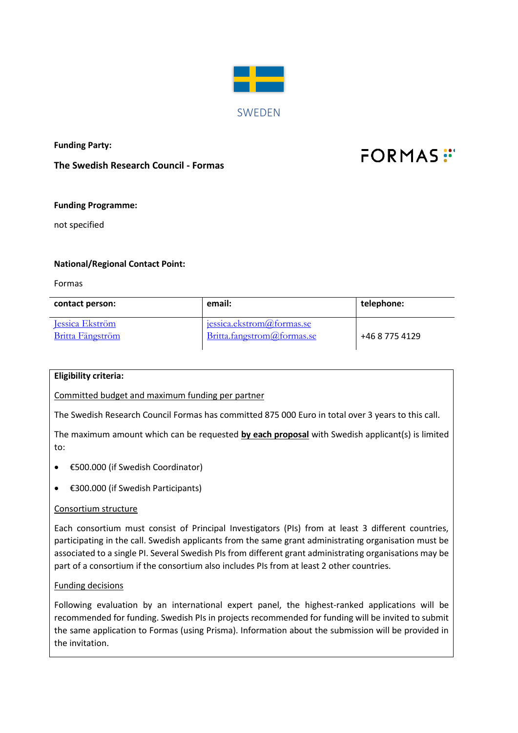SWEDEN

**Funding Party:**

**The Swedish Research Council - Formas**

FORMAS

**Funding Programme:**

not specified

**National/Regional Contact Point:**

Formas

| contact person: | email: | telephone: |
|---|---|---|
| Jessica Ekström<br>Britta Fängström | jessica.ekstrom@formas.se<br>Britta.fangstrom@formas.se | +46 8 775 4129 |

**Eligibility criteria:**

Committed budget and maximum funding per partner

The Swedish Research Council Formas has committed 875 000 Euro in total over 3 years to this call.

The maximum amount which can be requested **by each proposal** with Swedish applicant(s) is limited to:

- €500.000 (if Swedish Coordinator)
- €300.000 (if Swedish Participants)

Consortium structure

Each consortium must consist of Principal Investigators (PIs) from at least 3 different countries, participating in the call. Swedish applicants from the same grant administrating organisation must be associated to a single PI. Several Swedish PIs from different grant administrating organisations may be part of a consortium if the consortium also includes PIs from at least 2 other countries.

Funding decisions

Following evaluation by an international expert panel, the highest-ranked applications will be recommended for funding. Swedish PIs in projects recommended for funding will be invited to submit the same application to Formas (using Prisma). Information about the submission will be provided in the invitation.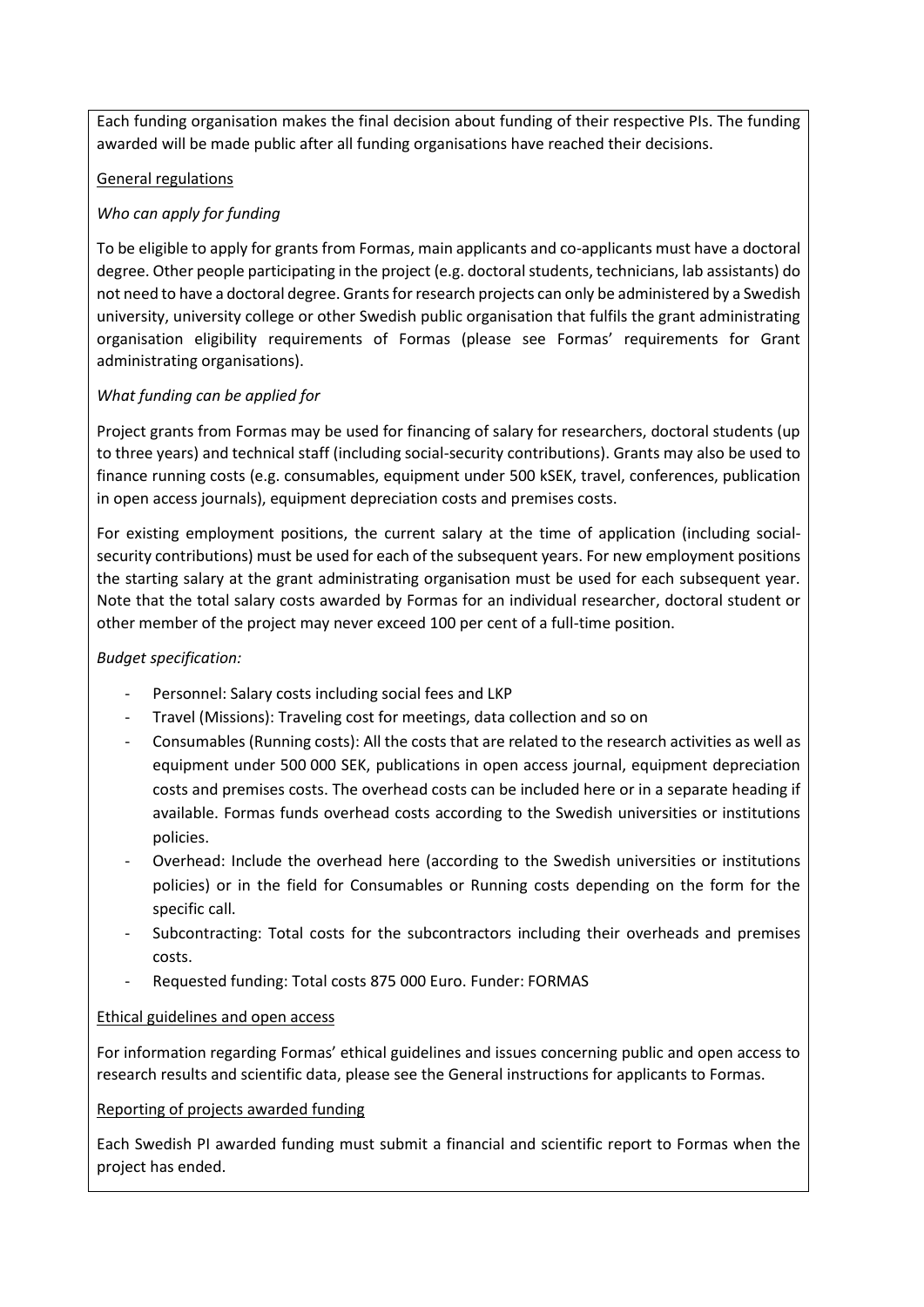Each funding organisation makes the final decision about funding of their respective PIs. The funding awarded will be made public after all funding organisations have reached their decisions.

General regulations

*Who can apply for funding*

To be eligible to apply for grants from Formas, main applicants and co-applicants must have a doctoral degree. Other people participating in the project (e.g. doctoral students, technicians, lab assistants) do not need to have a doctoral degree. Grants for research projects can only be administered by a Swedish university, university college or other Swedish public organisation that fulfils the grant administrating organisation eligibility requirements of Formas (please see Formas' requirements for Grant administrating organisations).

*What funding can be applied for*

Project grants from Formas may be used for financing of salary for researchers, doctoral students (up to three years) and technical staff (including social-security contributions). Grants may also be used to finance running costs (e.g. consumables, equipment under 500 kSEK, travel, conferences, publication in open access journals), equipment depreciation costs and premises costs.

For existing employment positions, the current salary at the time of application (including social-security contributions) must be used for each of the subsequent years. For new employment positions the starting salary at the grant administrating organisation must be used for each subsequent year. Note that the total salary costs awarded by Formas for an individual researcher, doctoral student or other member of the project may never exceed 100 per cent of a full-time position.

*Budget specification:*

- Personnel: Salary costs including social fees and LKP
- Travel (Missions): Traveling cost for meetings, data collection and so on
- Consumables (Running costs): All the costs that are related to the research activities as well as equipment under 500 000 SEK, publications in open access journal, equipment depreciation costs and premises costs. The overhead costs can be included here or in a separate heading if available. Formas funds overhead costs according to the Swedish universities or institutions policies.
- Overhead: Include the overhead here (according to the Swedish universities or institutions policies) or in the field for Consumables or Running costs depending on the form for the specific call.
- Subcontracting: Total costs for the subcontractors including their overheads and premises costs.
- Requested funding: Total costs 875 000 Euro. Funder: FORMAS

Ethical guidelines and open access

For information regarding Formas' ethical guidelines and issues concerning public and open access to research results and scientific data, please see the General instructions for applicants to Formas.

Reporting of projects awarded funding

Each Swedish PI awarded funding must submit a financial and scientific report to Formas when the project has ended.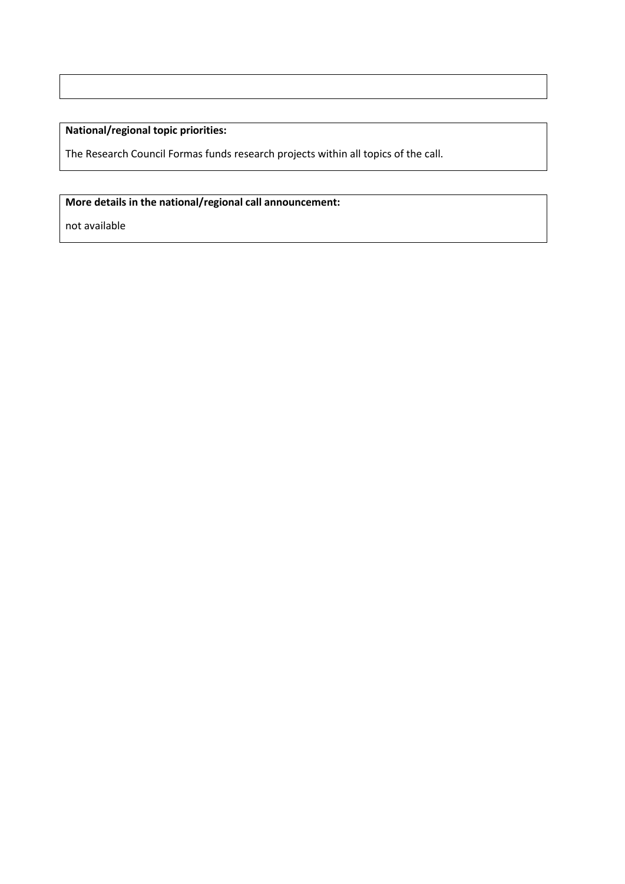**National/regional topic priorities:**

The Research Council Formas funds research projects within all topics of the call.

**More details in the national/regional call announcement:**

not available